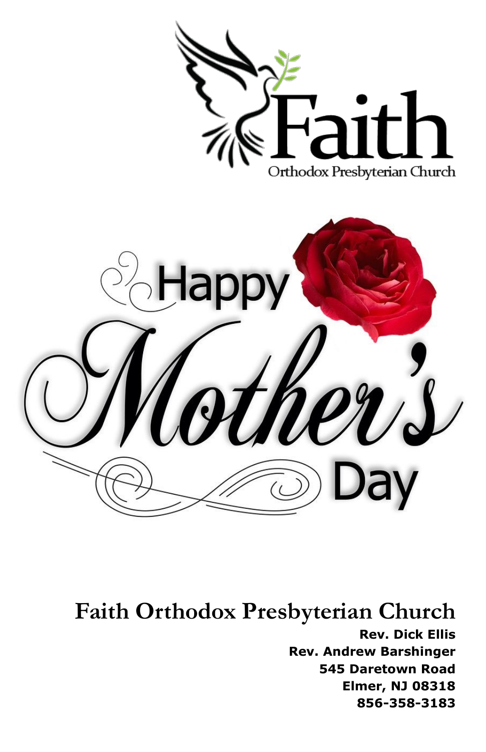Faith

Orthodox Presbyterian Church

Happy Mother's Day

# Faith Orthodox Presbyterian Church

**Rev. Dick Ellis**
**Rev. Andrew Barshinger**
**545 Daretown Road**
**Elmer, NJ 08318**
**856-358-3183**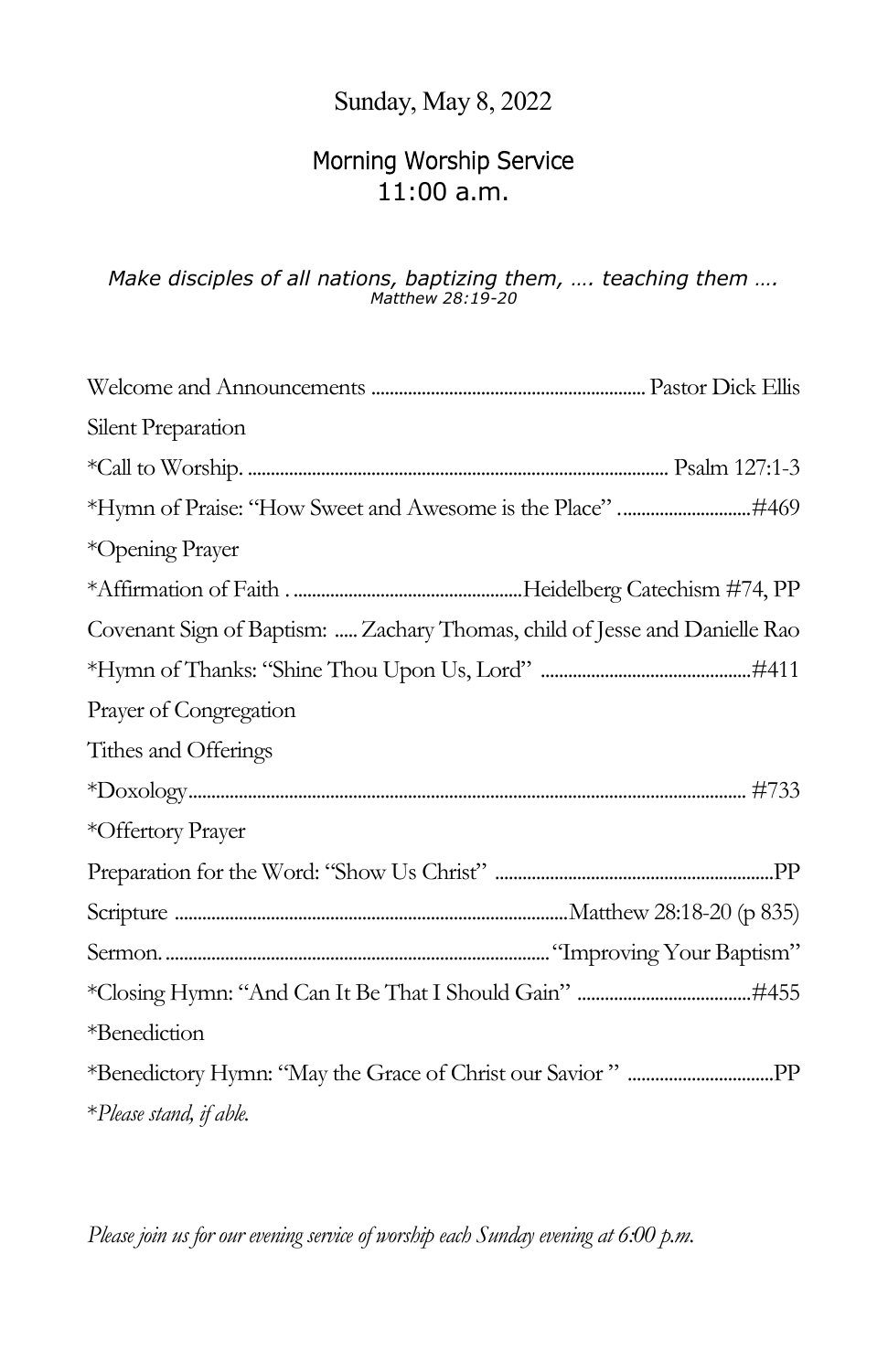Sunday, May 8, 2022

## Morning Worship Service
## 11:00 a.m.

*Make disciples of all nations, baptizing them, …. teaching them ….*
*Matthew 28:19-20*

Welcome and Announcements ........................................................... Pastor Dick Ellis

Silent Preparation

*Call to Worship. ........................................................................................ Psalm 127:1-3

*Hymn of Praise: "How Sweet and Awesome is the Place" ............................#469

*Opening Prayer

*Affirmation of Faith . ..................................................Heidelberg Catechism #74, PP

Covenant Sign of Baptism: ..... Zachary Thomas, child of Jesse and Danielle Rao

*Hymn of Thanks: "Shine Thou Upon Us, Lord" .............................................#411

Prayer of Congregation

Tithes and Offerings

*Doxology....................................................................................................... #733

*Offertory Prayer

Preparation for the Word: "Show Us Christ" ............................................................PP

Scripture ....................................................................................Matthew 28:18-20 (p 835)

Sermon. ...................................................................................."Improving Your Baptism"

*Closing Hymn: "And Can It Be That I Should Gain" .....................................#455

*Benediction

*Benedictory Hymn: "May the Grace of Christ our Savior " ................................PP

**Please stand, if able.*

*Please join us for our evening service of worship each Sunday evening at 6:00 p.m.*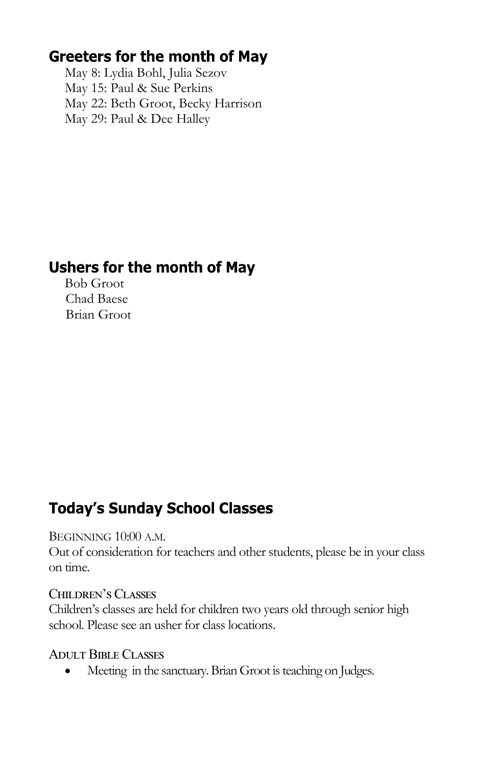## Greeters for the month of May

May 8: Lydia Bohl, Julia Sezov
May 15: Paul & Sue Perkins
May 22: Beth Groot, Becky Harrison
May 29: Paul & Dee Halley

## Ushers for the month of May

Bob Groot
Chad Baese
Brian Groot

## Today's Sunday School Classes

BEGINNING 10:00 A.M.
Out of consideration for teachers and other students, please be in your class on time.

CHILDREN'S CLASSES
Children's classes are held for children two years old through senior high school. Please see an usher for class locations.

ADULT BIBLE CLASSES

- Meeting in the sanctuary. Brian Groot is teaching on Judges.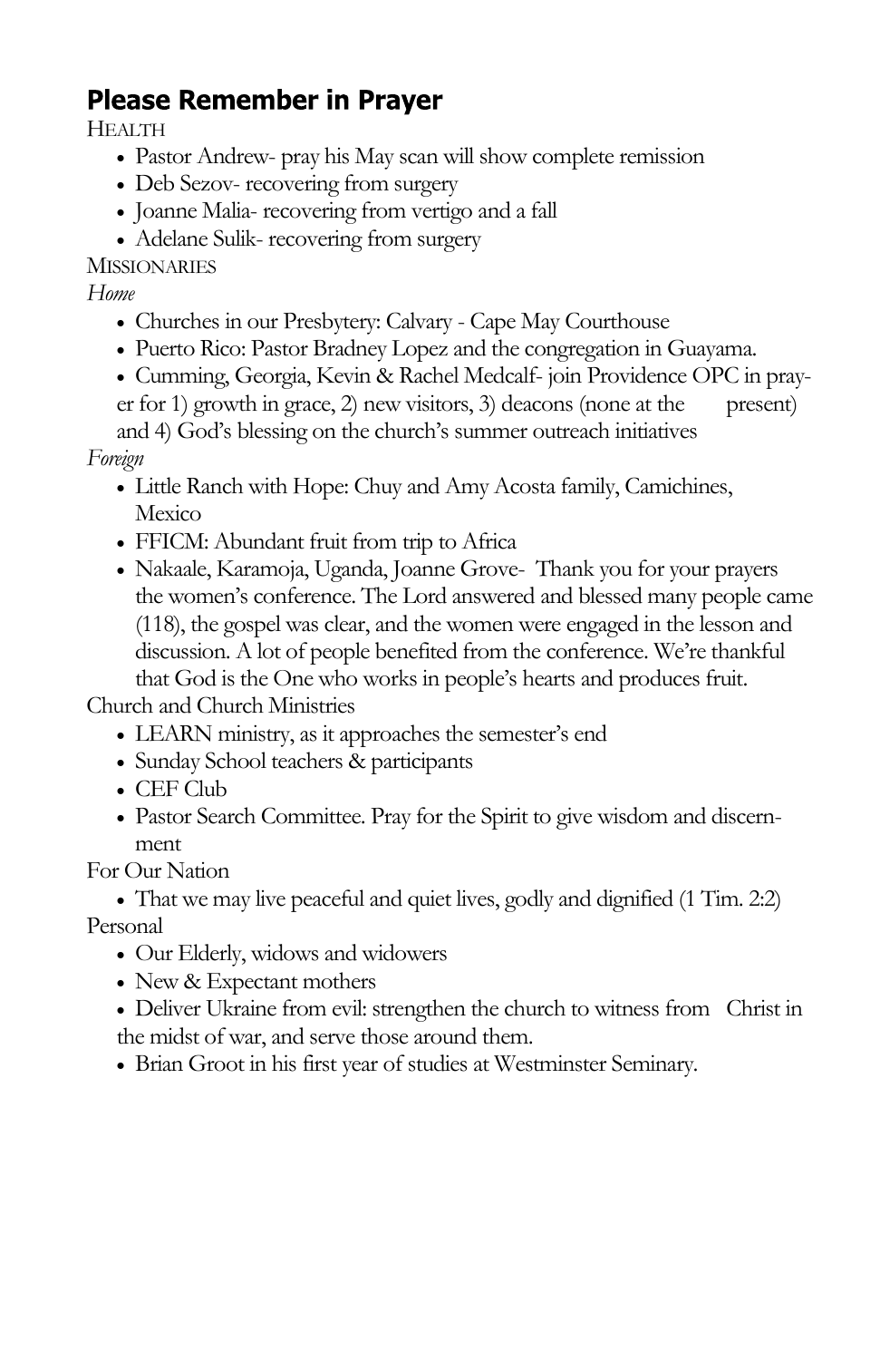## Please Remember in Prayer

HEALTH

- Pastor Andrew- pray his May scan will show complete remission
- Deb Sezov- recovering from surgery
- Joanne Malia- recovering from vertigo and a fall
- Adelane Sulik- recovering from surgery

MISSIONARIES

*Home*

- Churches in our Presbytery: Calvary - Cape May Courthouse
- Puerto Rico: Pastor Bradney Lopez and the congregation in Guayama.
- Cumming, Georgia, Kevin & Rachel Medcalf- join Providence OPC in prayer for 1) growth in grace, 2) new visitors, 3) deacons (none at the present) and 4) God's blessing on the church's summer outreach initiatives

*Foreign*

- Little Ranch with Hope: Chuy and Amy Acosta family, Camichines, Mexico
- FFICM: Abundant fruit from trip to Africa
- Nakaale, Karamoja, Uganda, Joanne Grove- Thank you for your prayers the women's conference. The Lord answered and blessed many people came (118), the gospel was clear, and the women were engaged in the lesson and discussion. A lot of people benefited from the conference. We're thankful that God is the One who works in people's hearts and produces fruit.

Church and Church Ministries

- LEARN ministry, as it approaches the semester's end
- Sunday School teachers & participants
- CEF Club
- Pastor Search Committee. Pray for the Spirit to give wisdom and discernment

For Our Nation

- That we may live peaceful and quiet lives, godly and dignified (1 Tim. 2:2)

Personal

- Our Elderly, widows and widowers
- New & Expectant mothers
- Deliver Ukraine from evil: strengthen the church to witness from Christ in the midst of war, and serve those around them.
- Brian Groot in his first year of studies at Westminster Seminary.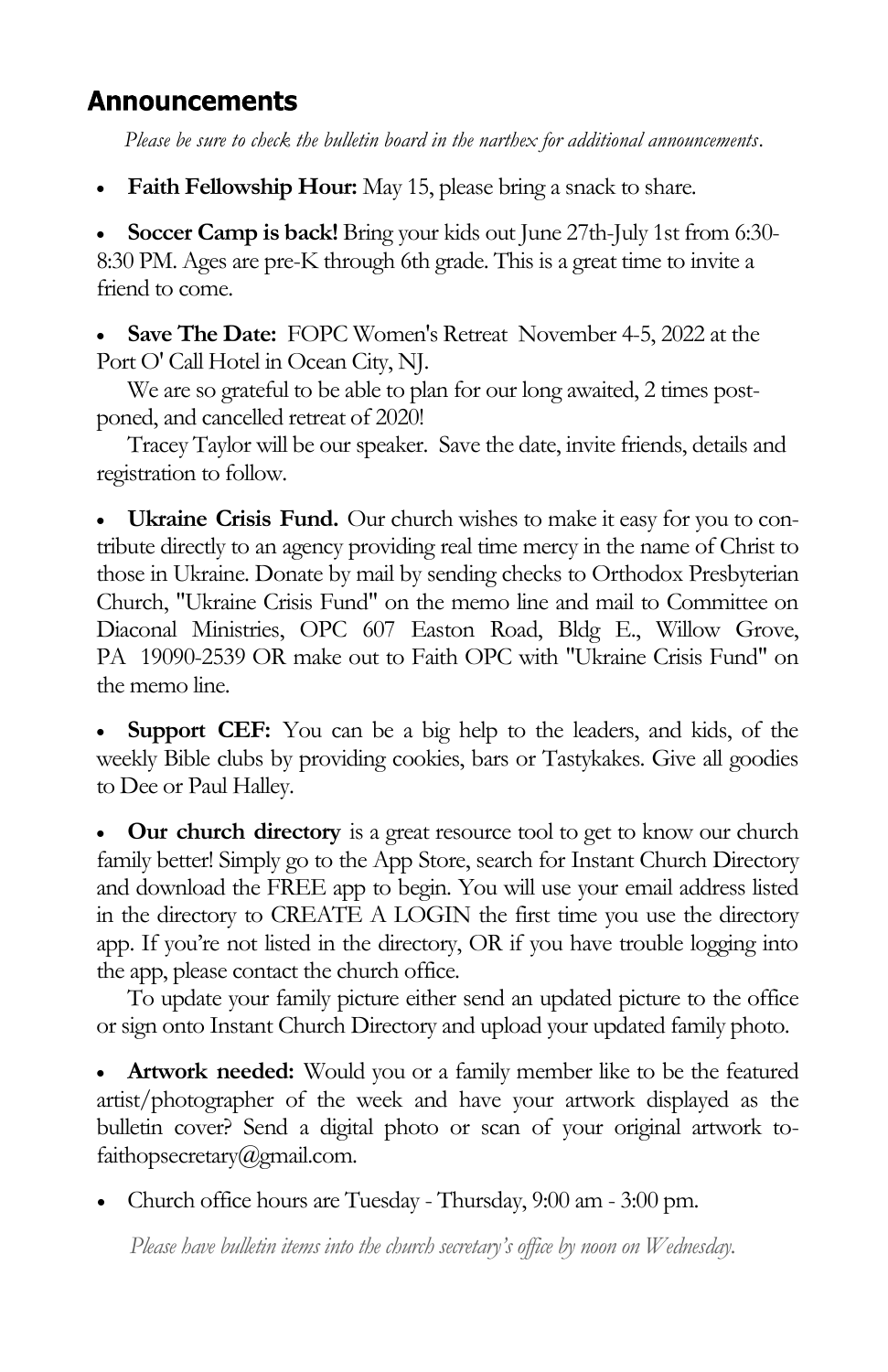## Announcements

*Please be sure to check the bulletin board in the narthex for additional announcements.*

- **Faith Fellowship Hour:** May 15, please bring a snack to share.

- **Soccer Camp is back!** Bring your kids out June 27th-July 1st from 6:30-8:30 PM. Ages are pre-K through 6th grade. This is a great time to invite a friend to come.

- **Save The Date:** FOPC Women's Retreat November 4-5, 2022 at the Port O' Call Hotel in Ocean City, NJ.

  We are so grateful to be able to plan for our long awaited, 2 times post-poned, and cancelled retreat of 2020!

  Tracey Taylor will be our speaker. Save the date, invite friends, details and registration to follow.

- **Ukraine Crisis Fund.** Our church wishes to make it easy for you to contribute directly to an agency providing real time mercy in the name of Christ to those in Ukraine. Donate by mail by sending checks to Orthodox Presbyterian Church, "Ukraine Crisis Fund" on the memo line and mail to Committee on Diaconal Ministries, OPC 607 Easton Road, Bldg E., Willow Grove, PA 19090-2539 OR make out to Faith OPC with "Ukraine Crisis Fund" on the memo line.

- **Support CEF:** You can be a big help to the leaders, and kids, of the weekly Bible clubs by providing cookies, bars or Tastykakes. Give all goodies to Dee or Paul Halley.

- **Our church directory** is a great resource tool to get to know our church family better! Simply go to the App Store, search for Instant Church Directory and download the FREE app to begin. You will use your email address listed in the directory to CREATE A LOGIN the first time you use the directory app. If you're not listed in the directory, OR if you have trouble logging into the app, please contact the church office.

  To update your family picture either send an updated picture to the office or sign onto Instant Church Directory and upload your updated family photo.

- **Artwork needed:** Would you or a family member like to be the featured artist/photographer of the week and have your artwork displayed as the bulletin cover? Send a digital photo or scan of your original artwork to-faithopsecretary@gmail.com.

- Church office hours are Tuesday - Thursday, 9:00 am - 3:00 pm.

*Please have bulletin items into the church secretary's office by noon on Wednesday.*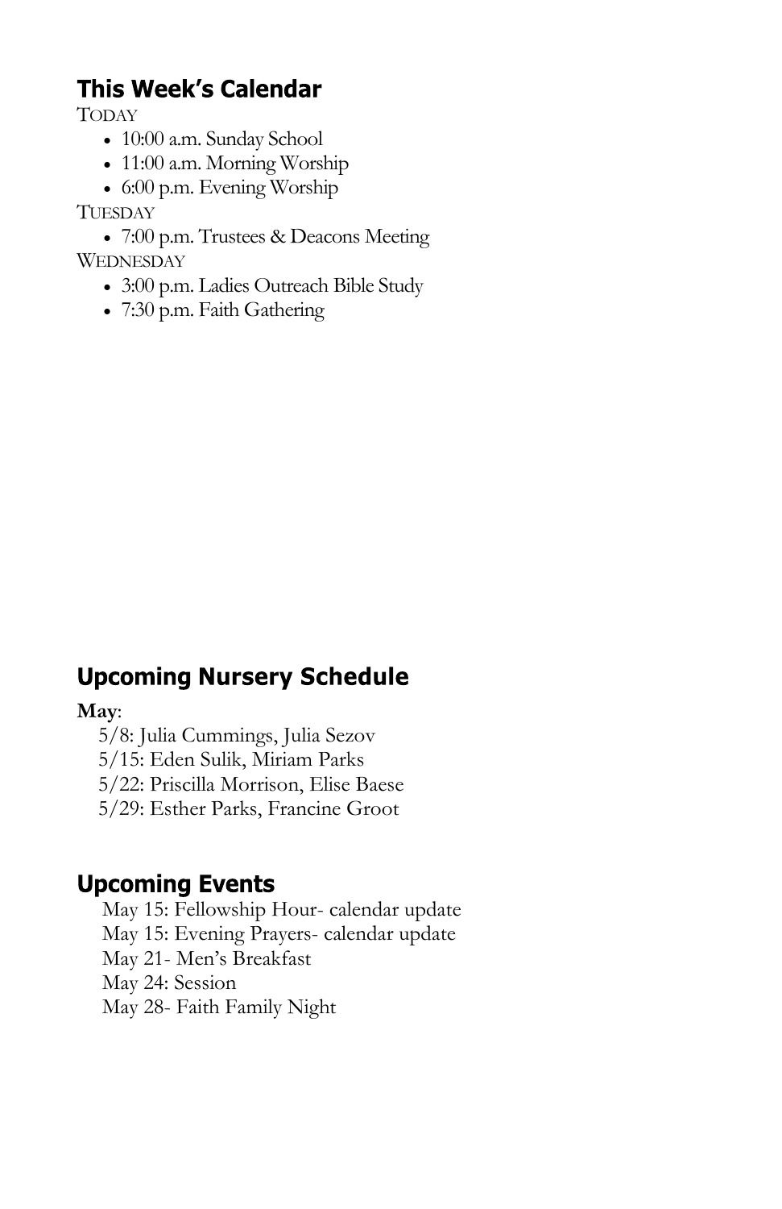## This Week's Calendar

TODAY

- 10:00 a.m. Sunday School
- 11:00 a.m. Morning Worship
- 6:00 p.m. Evening Worship

TUESDAY

- 7:00 p.m. Trustees & Deacons Meeting

WEDNESDAY

- 3:00 p.m. Ladies Outreach Bible Study
- 7:30 p.m. Faith Gathering

## Upcoming Nursery Schedule

**May**:

5/8: Julia Cummings, Julia Sezov
5/15: Eden Sulik, Miriam Parks
5/22: Priscilla Morrison, Elise Baese
5/29: Esther Parks, Francine Groot

## Upcoming Events

May 15: Fellowship Hour- calendar update
May 15: Evening Prayers- calendar update
May 21- Men's Breakfast
May 24: Session
May 28- Faith Family Night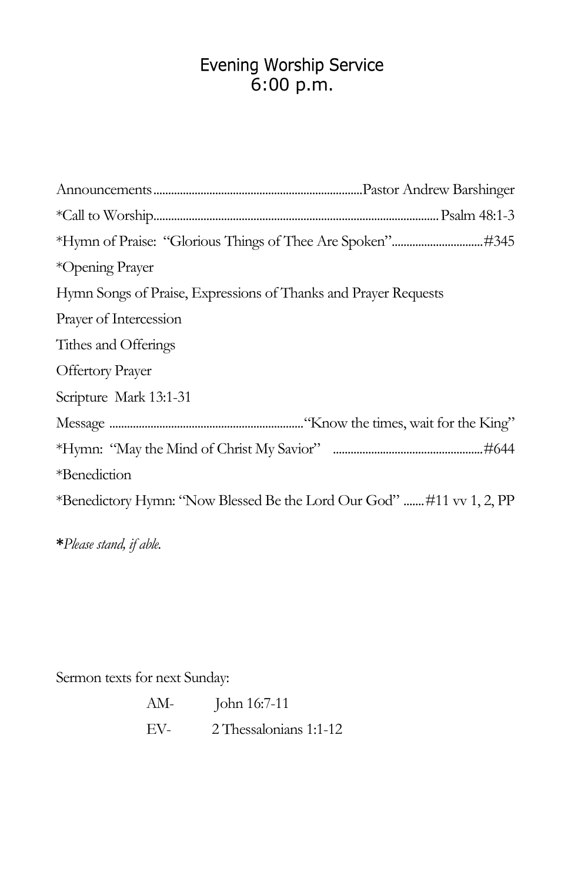# Evening Worship Service
## 6:00 p.m.

Announcements......................................................................Pastor Andrew Barshinger

*Call to Worship..................................................................................................Psalm 48:1-3

*Hymn of Praise: "Glorious Things of Thee Are Spoken"...............................#345

*Opening Prayer

Hymn Songs of Praise, Expressions of Thanks and Prayer Requests

Prayer of Intercession

Tithes and Offerings

Offertory Prayer

Scripture Mark 13:1-31

Message ..................................................................."Know the times, wait for the King"

*Hymn: "May the Mind of Christ My Savior" ...................................................#644

*Benediction

*Benedictory Hymn: "Now Blessed Be the Lord Our God" .......#11 vv 1, 2, PP

***Please stand, if able.***

Sermon texts for next Sunday:

AM- John 16:7-11

EV- 2 Thessalonians 1:1-12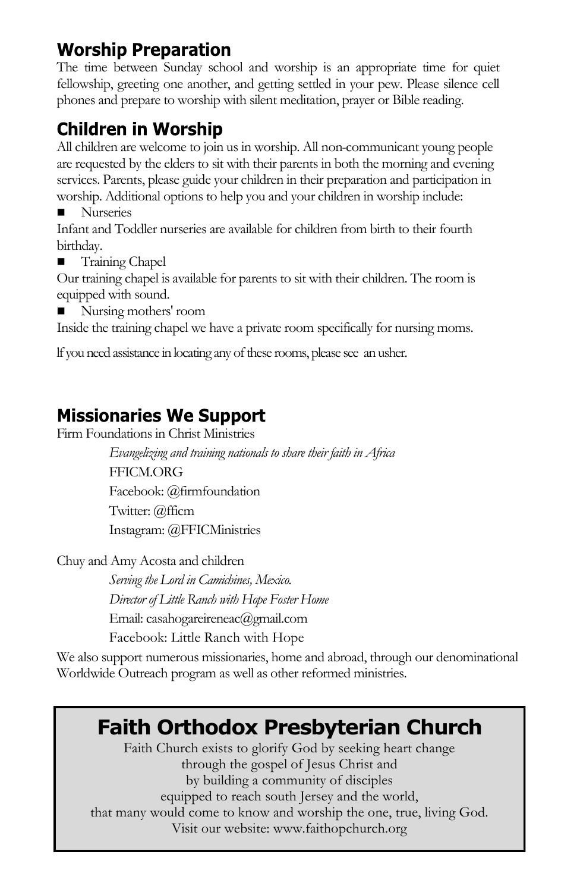## Worship Preparation

The time between Sunday school and worship is an appropriate time for quiet fellowship, greeting one another, and getting settled in your pew. Please silence cell phones and prepare to worship with silent meditation, prayer or Bible reading.

## Children in Worship

All children are welcome to join us in worship. All non-communicant young people are requested by the elders to sit with their parents in both the morning and evening services. Parents, please guide your children in their preparation and participation in worship. Additional options to help you and your children in worship include:

- Nurseries

Infant and Toddler nurseries are available for children from birth to their fourth birthday.

- Training Chapel

Our training chapel is available for parents to sit with their children. The room is equipped with sound.

- Nursing mothers' room

Inside the training chapel we have a private room specifically for nursing moms.

If you need assistance in locating any of these rooms, please see an usher.

## Missionaries We Support

Firm Foundations in Christ Ministries

*Evangelizing and training nationals to share their faith in Africa*
FFICM.ORG
Facebook: @firmfoundation
Twitter: @fficm
Instagram: @FFICMinistries

Chuy and Amy Acosta and children

*Serving the Lord in Camichines, Mexico.*
*Director of Little Ranch with Hope Foster Home*
Email: casahogareireneac@gmail.com
Facebook: Little Ranch with Hope

We also support numerous missionaries, home and abroad, through our denominational Worldwide Outreach program as well as other reformed ministries.

# Faith Orthodox Presbyterian Church

Faith Church exists to glorify God by seeking heart change
through the gospel of Jesus Christ and
by building a community of disciples
equipped to reach south Jersey and the world,
that many would come to know and worship the one, true, living God.
Visit our website: www.faithopchurch.org